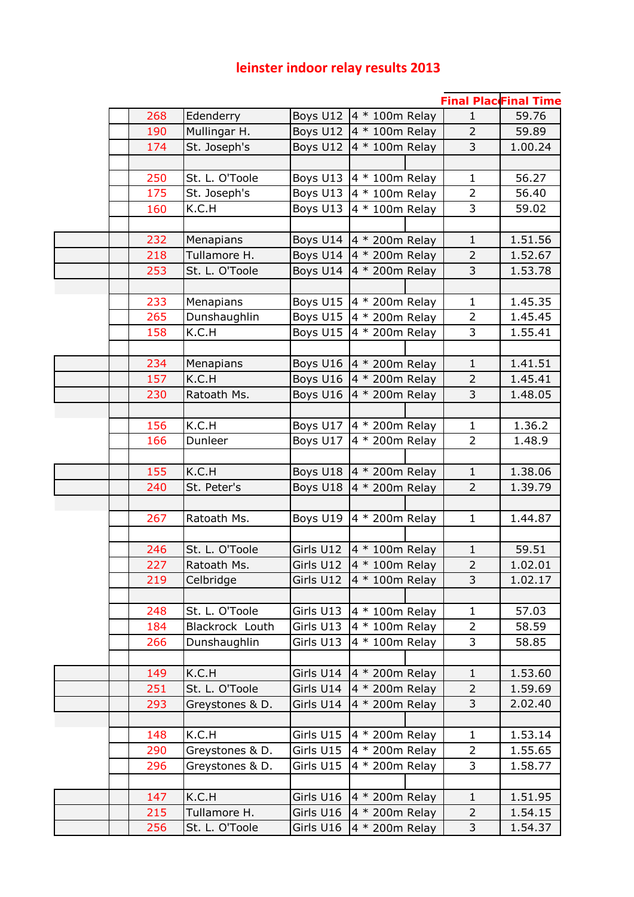# leinster indoor relay results 2013

| | | | Final Plac | Final Time |
|---|---|---|---|---|
| 268 | Edenderry | Boys U12 | 4 * 100m Relay | 1 | 59.76 |
| 190 | Mullingar H. | Boys U12 | 4 * 100m Relay | 2 | 59.89 |
| 174 | St. Joseph's | Boys U12 | 4 * 100m Relay | 3 | 1.00.24 |
| | | | | | |
| 250 | St. L. O'Toole | Boys U13 | 4 * 100m Relay | 1 | 56.27 |
| 175 | St. Joseph's | Boys U13 | 4 * 100m Relay | 2 | 56.40 |
| 160 | K.C.H | Boys U13 | 4 * 100m Relay | 3 | 59.02 |
| | | | | | |
| 232 | Menapians | Boys U14 | 4 * 200m Relay | 1 | 1.51.56 |
| 218 | Tullamore H. | Boys U14 | 4 * 200m Relay | 2 | 1.52.67 |
| 253 | St. L. O'Toole | Boys U14 | 4 * 200m Relay | 3 | 1.53.78 |
| | | | | | |
| 233 | Menapians | Boys U15 | 4 * 200m Relay | 1 | 1.45.35 |
| 265 | Dunshaughlin | Boys U15 | 4 * 200m Relay | 2 | 1.45.45 |
| 158 | K.C.H | Boys U15 | 4 * 200m Relay | 3 | 1.55.41 |
| | | | | | |
| 234 | Menapians | Boys U16 | 4 * 200m Relay | 1 | 1.41.51 |
| 157 | K.C.H | Boys U16 | 4 * 200m Relay | 2 | 1.45.41 |
| 230 | Ratoath Ms. | Boys U16 | 4 * 200m Relay | 3 | 1.48.05 |
| | | | | | |
| 156 | K.C.H | Boys U17 | 4 * 200m Relay | 1 | 1.36.2 |
| 166 | Dunleer | Boys U17 | 4 * 200m Relay | 2 | 1.48.9 |
| | | | | | |
| 155 | K.C.H | Boys U18 | 4 * 200m Relay | 1 | 1.38.06 |
| 240 | St. Peter's | Boys U18 | 4 * 200m Relay | 2 | 1.39.79 |
| | | | | | |
| 267 | Ratoath Ms. | Boys U19 | 4 * 200m Relay | 1 | 1.44.87 |
| | | | | | |
| 246 | St. L. O'Toole | Girls U12 | 4 * 100m Relay | 1 | 59.51 |
| 227 | Ratoath Ms. | Girls U12 | 4 * 100m Relay | 2 | 1.02.01 |
| 219 | Celbridge | Girls U12 | 4 * 100m Relay | 3 | 1.02.17 |
| | | | | | |
| 248 | St. L. O'Toole | Girls U13 | 4 * 100m Relay | 1 | 57.03 |
| 184 | Blackrock Louth | Girls U13 | 4 * 100m Relay | 2 | 58.59 |
| 266 | Dunshaughlin | Girls U13 | 4 * 100m Relay | 3 | 58.85 |
| | | | | | |
| 149 | K.C.H | Girls U14 | 4 * 200m Relay | 1 | 1.53.60 |
| 251 | St. L. O'Toole | Girls U14 | 4 * 200m Relay | 2 | 1.59.69 |
| 293 | Greystones & D. | Girls U14 | 4 * 200m Relay | 3 | 2.02.40 |
| | | | | | |
| 148 | K.C.H | Girls U15 | 4 * 200m Relay | 1 | 1.53.14 |
| 290 | Greystones & D. | Girls U15 | 4 * 200m Relay | 2 | 1.55.65 |
| 296 | Greystones & D. | Girls U15 | 4 * 200m Relay | 3 | 1.58.77 |
| | | | | | |
| 147 | K.C.H | Girls U16 | 4 * 200m Relay | 1 | 1.51.95 |
| 215 | Tullamore H. | Girls U16 | 4 * 200m Relay | 2 | 1.54.15 |
| 256 | St. L. O'Toole | Girls U16 | 4 * 200m Relay | 3 | 1.54.37 |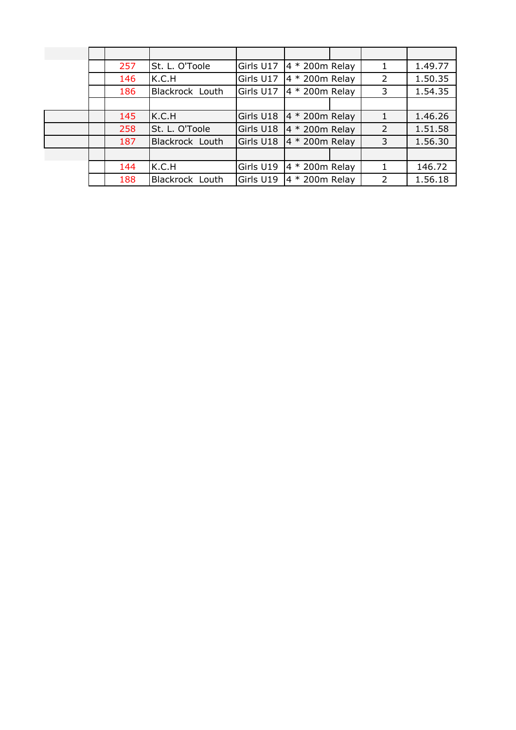| | | | | | | |
|---|---|---|---|---|---|---|
| 257 | St. L. O'Toole | Girls U17 | 4 * 200m Relay | | 1 | 1.49.77 |
| 146 | K.C.H | Girls U17 | 4 * 200m Relay | | 2 | 1.50.35 |
| 186 | Blackrock Louth | Girls U17 | 4 * 200m Relay | | 3 | 1.54.35 |
| | | | | | | |
| 145 | K.C.H | Girls U18 | 4 * 200m Relay | | 1 | 1.46.26 |
| 258 | St. L. O'Toole | Girls U18 | 4 * 200m Relay | | 2 | 1.51.58 |
| 187 | Blackrock Louth | Girls U18 | 4 * 200m Relay | | 3 | 1.56.30 |
| | | | | | | |
| 144 | K.C.H | Girls U19 | 4 * 200m Relay | | 1 | 146.72 |
| 188 | Blackrock Louth | Girls U19 | 4 * 200m Relay | | 2 | 1.56.18 |